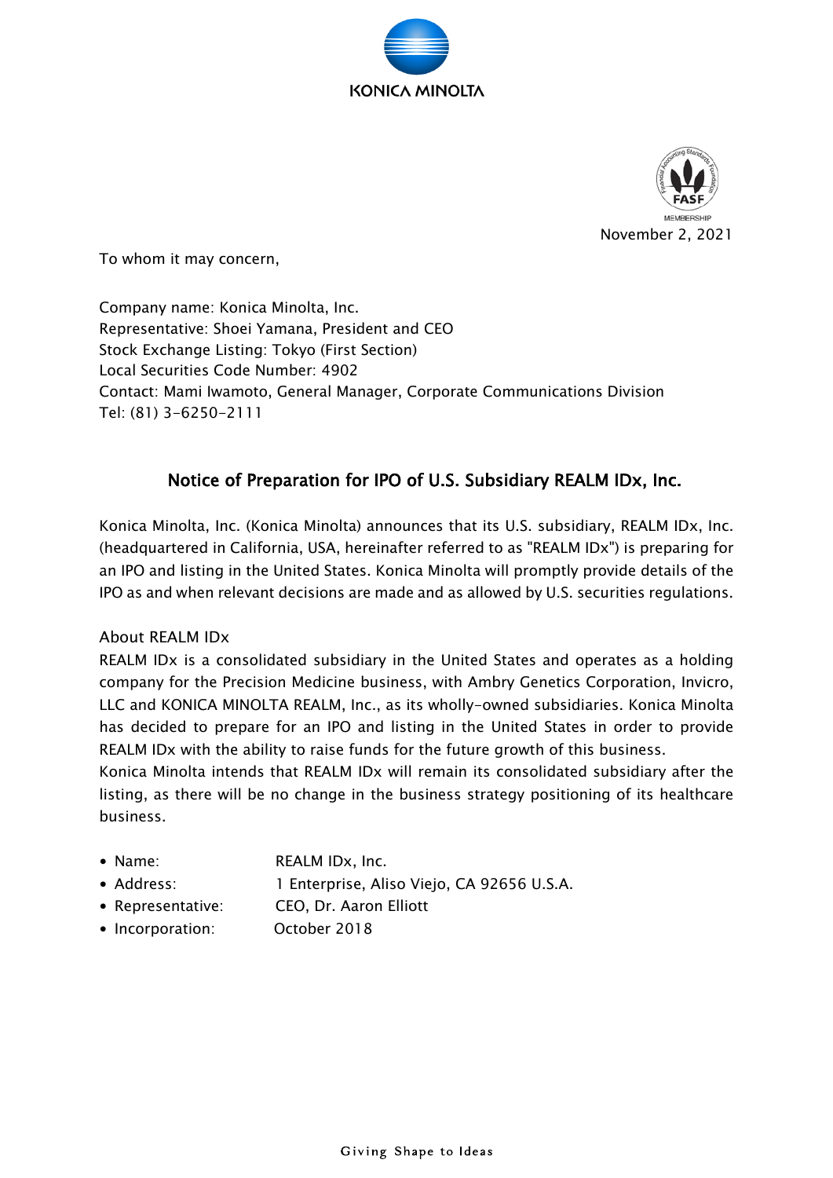November 2, 2021

To whom it may concern,

Company name: Konica Minolta, Inc.
Representative: Shoei Yamana, President and CEO
Stock Exchange Listing: Tokyo (First Section)
Local Securities Code Number: 4902
Contact: Mami Iwamoto, General Manager, Corporate Communications Division
Tel: (81) 3-6250-2111

# Notice of Preparation for IPO of U.S. Subsidiary REALM IDx, Inc.

Konica Minolta, Inc. (Konica Minolta) announces that its U.S. subsidiary, REALM IDx, Inc. (headquartered in California, USA, hereinafter referred to as "REALM IDx") is preparing for an IPO and listing in the United States. Konica Minolta will promptly provide details of the IPO as and when relevant decisions are made and as allowed by U.S. securities regulations.

## About REALM IDx

REALM IDx is a consolidated subsidiary in the United States and operates as a holding company for the Precision Medicine business, with Ambry Genetics Corporation, Invicro, LLC and KONICA MINOLTA REALM, Inc., as its wholly-owned subsidiaries. Konica Minolta has decided to prepare for an IPO and listing in the United States in order to provide REALM IDx with the ability to raise funds for the future growth of this business.

Konica Minolta intends that REALM IDx will remain its consolidated subsidiary after the listing, as there will be no change in the business strategy positioning of its healthcare business.

- Name: REALM IDx, Inc.
- Address: 1 Enterprise, Aliso Viejo, CA 92656 U.S.A.
- Representative: CEO, Dr. Aaron Elliott
- Incorporation: October 2018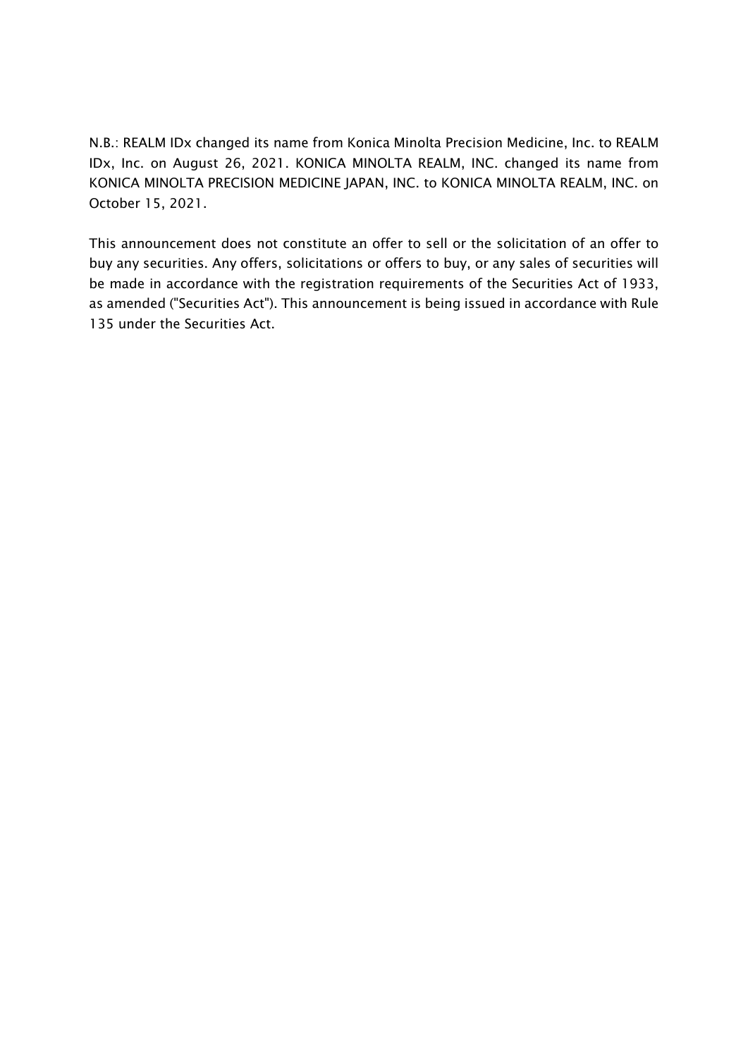N.B.: REALM IDx changed its name from Konica Minolta Precision Medicine, Inc. to REALM IDx, Inc. on August 26, 2021. KONICA MINOLTA REALM, INC. changed its name from KONICA MINOLTA PRECISION MEDICINE JAPAN, INC. to KONICA MINOLTA REALM, INC. on October 15, 2021.

This announcement does not constitute an offer to sell or the solicitation of an offer to buy any securities. Any offers, solicitations or offers to buy, or any sales of securities will be made in accordance with the registration requirements of the Securities Act of 1933, as amended ("Securities Act"). This announcement is being issued in accordance with Rule 135 under the Securities Act.